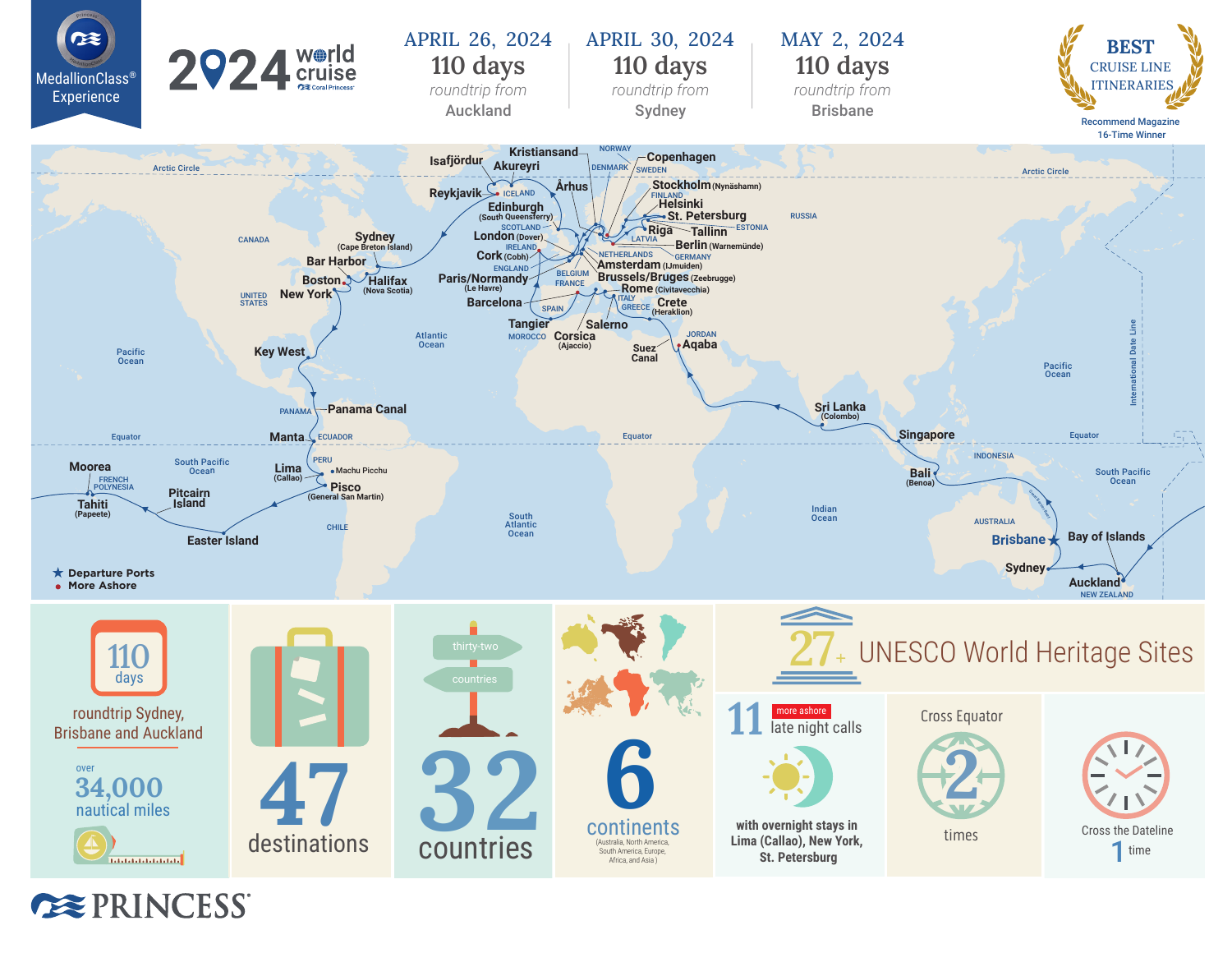MedallionClass® Experience

# 2024 world cruise

Coral Princess

| APRIL 26, 2024 | APRIL 30, 2024 | MAY 2, 2024 |
|---|---|---|
| 110 days | 110 days | 110 days |
| roundtrip from | roundtrip from | roundtrip from |
| Auckland | Sydney | Brisbane |

**BEST CRUISE LINE ITINERARIES**
Recommend Magazine 16-Time Winner

Isafjördur, Kristiansand, Akureyri, Reykjavik, Århus, Copenhagen, Stockholm (Nynäshamn), Helsinki, St. Petersburg, Tallinn, Riga, Berlin (Warnemünde), Edinburgh (South Queensferry), London (Dover), Cork (Cobh), Amsterdam (IJmuiden), Brussels/Bruges (Zeebrugge), Paris/Normandy (Le Havre), Rome (Civitavecchia), Barcelona, Crete (Heraklion), Tangier, Salerno, Corsica (Ajaccio), Suez Canal, Aqaba, Sydney (Cape Breton Island), Bar Harbor, Halifax (Nova Scotia), Boston, New York, Key West, Panama Canal, Manta, Lima (Callao), Machu Picchu, Pisco (General San Martin), Moorea, Tahiti (Papeete), Pitcairn Island, Easter Island, Sri Lanka (Colombo), Singapore, Bali (Benoa), Brisbane, Bay of Islands, Sydney, Auckland

★ Departure Ports
● More Ashore

**110 days** roundtrip Sydney, Brisbane and Auckland

over **34,000** nautical miles

**47** destinations

**32** countries

**6** continents (Australia, North America, South America, Europe, Africa, and Asia)

**27+** UNESCO World Heritage Sites

**11** more ashore late night calls with overnight stays in Lima (Callao), New York, St. Petersburg

Cross Equator **2** times

Cross the Dateline **1** time

PRINCESS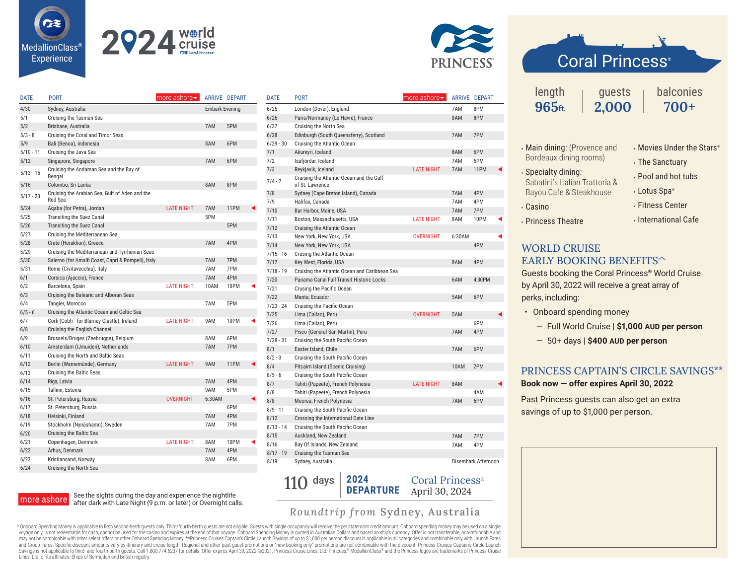MedallionClass® Experience

# 2024 world cruise

Coral Princess

PRINCESS

| DATE | PORT | more ashore | ARRIVE | DEPART | |
|---|---|---|---|---|---|
| 4/30 | Sydney, Australia | | Embark Evening | | |
| 5/1 | Cruising the Tasman Sea | | | | |
| 5/2 | Brisbane, Australia | | 7AM | 5PM | |
| 5/3 - 8 | Cruising the Coral and Timor Seas | | | | |
| 5/9 | Bali (Benoa), Indonesia | | 8AM | 6PM | |
| 5/10 - 11 | Cruising the Java Sea | | | | |
| 5/12 | Singapore, Singapore | | 7AM | 6PM | |
| 5/13 - 15 | Cruising the Andaman Sea and the Bay of Bengal | | | | |
| 5/16 | Colombo, Sri Lanka | | 8AM | 8PM | |
| 5/17 - 23 | Cruising the Arabian Sea, Gulf of Aden and the Red Sea | | | | |
| 5/24 | Aqaba (for Petra), Jordan | LATE NIGHT | 7AM | 11PM | ◀ |
| 5/25 | Transiting the Suez Canal | | 5PM | | |
| 5/26 | Transiting the Suez Canal | | | 5PM | |
| 5/27 | Cruising the Mediterranean Sea | | | | |
| 5/28 | Crete (Heraklion), Greece | | 7AM | 4PM | |
| 5/29 | Cruising the Mediterranean and Tyrrhenian Seas | | | | |
| 5/30 | Salerno (for Amalfi Coast, Capri & Pompeii), Italy | | 7AM | 7PM | |
| 5/31 | Rome (Civitavecchia), Italy | | 7AM | 7PM | |
| 6/1 | Corsica (Ajaccio), France | | 7AM | 4PM | |
| 6/2 | Barcelona, Spain | LATE NIGHT | 10AM | 10PM | ◀ |
| 6/3 | Cruising the Balearic and Alboran Seas | | | | |
| 6/4 | Tangier, Morocco | | 7AM | 5PM | |
| 6/5 - 6 | Cruising the Atlantic Ocean and Celtic Sea | | | | |
| 6/7 | Cork (Cobh - for Blarney Clastle), Ireland | LATE NIGHT | 9AM | 10PM | ◀ |
| 6/8 | Cruising the English Channel | | | | |
| 6/9 | Brussels/Bruges (Zeebrugge), Belgium | | 8AM | 6PM | |
| 6/10 | Amsterdam (IJmuiden), Netherlands | | 7AM | 7PM | |
| 6/11 | Cruising the North and Baltic Seas | | | | |
| 6/12 | Berlin (Warnemünde), Germany | LATE NIGHT | 9AM | 11PM | ◀ |
| 6/13 | Cruising the Baltic Seas | | | | |
| 6/14 | Riga, Latvia | | 7AM | 4PM | |
| 6/15 | Tallinn, Estonia | | 9AM | 5PM | |
| 6/16 | St. Petersburg, Russia | OVERNIGHT | 6:30AM | | ◀ |
| 6/17 | St. Petersburg, Russia | | | 6PM | |
| 6/18 | Helsinki, Finland | | 7AM | 4PM | |
| 6/19 | Stockholm (Nynäshamn), Sweden | | 7AM | 7PM | |
| 6/20 | Cruising the Baltic Sea | | | | |
| 6/21 | Copenhagen, Denmark | LATE NIGHT | 8AM | 10PM | ◀ |
| 6/22 | Århus, Denmark | | 7AM | 4PM | |
| 6/23 | Kristiansand, Norway | | 8AM | 6PM | |
| 6/24 | Cruising the North Sea | | | | |
| 6/25 | London (Dover), England | | 7AM | 8PM | |
| 6/26 | Paris/Normandy (Le Havre), France | | 8AM | 8PM | |
| 6/27 | Cruising the North Sea | | | | |
| 6/28 | Edinburgh (South Queensferry), Scotland | | 7AM | 7PM | |
| 6/29 - 30 | Cruising the Atlantic Ocean | | | | |
| 7/1 | Akureyri, Iceland | | 8AM | 6PM | |
| 7/2 | Isafjördur, Iceland | | 7AM | 5PM | |
| 7/3 | Reykjavik, Iceland | LATE NIGHT | 7AM | 11PM | ◀ |
| 7/4 - 7 | Cruising the Atlantic Ocean and the Gulf of St. Lawrence | | | | |
| 7/8 | Sydney (Cape Breton Island), Canada | | 7AM | 4PM | |
| 7/9 | Halifax, Canada | | 7AM | 4PM | |
| 7/10 | Bar Harbor, Maine, USA | | 7AM | 7PM | |
| 7/11 | Boston, Massachusetts, USA | LATE NIGHT | 8AM | 10PM | ◀ |
| 7/12 | Cruising the Atlantic Ocean | | | | |
| 7/13 | New York, New York, USA | OVERNIGHT | 6:30AM | | ◀ |
| 7/14 | New York, New York, USA | | | 4PM | |
| 7/15 - 16 | Crusing the Atlantic Ocean | | | | |
| 7/17 | Key West, Florida, USA | | 8AM | 4PM | |
| 7/18 - 19 | Cruising the Atlantic Ocean and Caribbean Sea | | | | |
| 7/20 | Panama Canal Full Transit Historic Locks | | 6AM | 4:30PM | |
| 7/21 | Crusing the Pacific Ocean | | | | |
| 7/22 | Manta, Ecuador | | 5AM | 6PM | |
| 7/23 - 24 | Cruising the Pacific Ocean | | | | |
| 7/25 | Lima (Callao), Peru | OVERNIGHT | 5AM | | ◀ |
| 7/26 | Lima (Callao), Peru | | | 6PM | |
| 7/27 | Pisco (General San Martín), Peru | | 7AM | 4PM | |
| 7/28 - 31 | Cruising the South Pacific Ocean | | | | |
| 8/1 | Easter Island, Chile | | 7AM | 6PM | |
| 8/2 - 3 | Cruising the South Pacific Ocean | | | | |
| 8/4 | Pitcairn Island (Scenic Cruising) | | 10AM | 2PM | |
| 8/5 - 6 | Cruising the South Pacific Ocean | | | | |
| 8/7 | Tahiti (Papeete), French Polynesia | LATE NIGHT | 8AM | | ◀ |
| 8/8 | Tahiti (Papeete), French Polynesia | | | 4AM | |
| 8/8 | Moorea, French Polynesia | | 7AM | 6PM | |
| 8/9 - 11 | Cruising the South Pacific Ocean | | | | |
| 8/12 | Crossing the International Date Line | | | | |
| 8/13 - 14 | Cruising the South Pacific Ocean | | | | |
| 8/15 | Auckland, New Zealand | | 7AM | 7PM | |
| 8/16 | Bay Of Islands, New Zealand | | 7AM | 4PM | |
| 8/17 - 19 | Cruising the Tasman Sea | | | | |
| 8/19 | Sydney, Australia | | Disembark Afternoon | | |

**more ashore** See the sights during the day and experience the nightlife after dark with Late Night (9 p.m. or later) or Overnight calls.

110 days | **2024 DEPARTURE** | Coral Princess® April 30, 2024

*Roundtrip from* **Sydney, Australia**

## Coral Princess®

| length | guests | balconies |
|---|---|---|
| 965ft | 2,000 | 700+ |

- Main dining: (Provence and Bordeaux dining rooms)
- Specialty dining: Sabatini's Italian Trattoria & Bayou Cafe & Steakhouse
- Casino
- Princess Theatre
- Movies Under the Stars®
- The Sanctuary
- Pool and hot tubs
- Lotus Spa®
- Fitness Center
- International Cafe

## WORLD CRUISE EARLY BOOKING BENEFITS^

Guests booking the Coral Princess® World Cruise by April 30, 2022 will receive a great array of perks, including:

- Onboard spending money
  - Full World Cruise | **$1,000 AUD per person**
  - 50+ days | **$400 AUD per person**

## PRINCESS CAPTAIN'S CIRCLE SAVINGS**

**Book now — offer expires April 30, 2022**

Past Princess guests can also get an extra savings of up to $1,000 per person.

^ Onboard Spending Money is applicable to first/second-berth guests only. Third/fourth-berth guests are not eligible. Guests with single occupancy will receive the per stateroom credit amount. Onboard spending money may be used on a single voyage only, is not redeemable for cash, cannot be used for the casino and expires at the end of that voyage. Onboard Spending Money is quoted in Australian Dollars and based on ship's currency. Offer is not transferable, non-refundable and may not be combinable with other select offers or other Onboard Spending Money. **Princess Cruises Captain's Circle Launch Savings of up to $1,000 per person discount is applicable in all categories and combinable only with Launch Fares and Group Fares. Specific discount amounts vary by itinerary and cruise length. Regional and other past guest promotions or "new booking only" promotions are not combinable with the discount. Princess Cruises Captain's Circle Launch Savings is not applicable to third- and fourth-berth guests. Call 1.800.774.6237 for details. Offer expires April 30, 2022 ©2021, Princess Cruise Lines, Ltd. Princess,® MedallionClass® and the Princess logos are trademarks of Princess Cruise Lines, Ltd. or its affiliates. Ships of Bermudan and British registry.